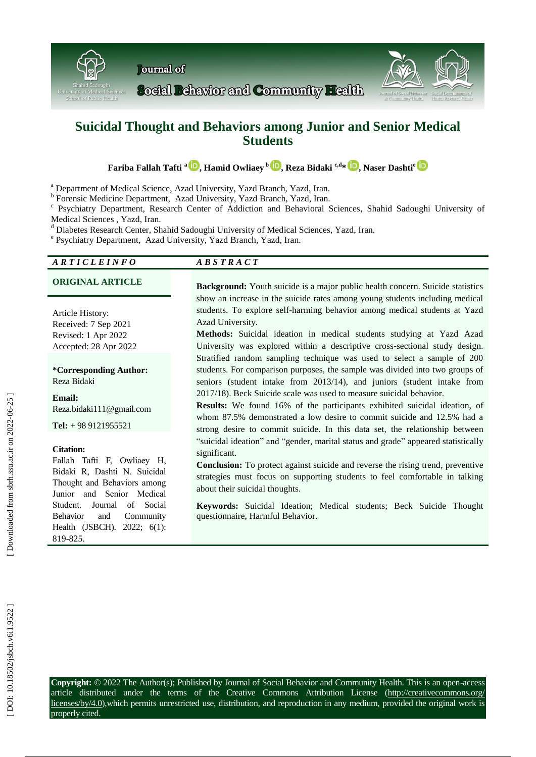# Suicidal Thought and Behaviors among Junior and Senior Medical Students

**Fariba Fallah Tafti [a], Hamid Owliaey [b], Reza Bidaki [c,d]*, Naser Dashti[e]**

[a] Department of Medical Science, Azad University, Yazd Branch, Yazd, Iran.
[b] Forensic Medicine Department, Azad University, Yazd Branch, Yazd, Iran.
[c] Psychiatry Department, Research Center of Addiction and Behavioral Sciences, Shahid Sadoughi University of Medical Sciences , Yazd, Iran.
[d] Diabetes Research Center, Shahid Sadoughi University of Medical Sciences, Yazd, Iran.
[e] Psychiatry Department, Azad University, Yazd Branch, Yazd, Iran.

***ARTICLE INFO***

**ORIGINAL ARTICLE**

Article History:
Received: 7 Sep 2021
Revised: 1 Apr 2022
Accepted: 28 Apr 2022

**\*Corresponding Author:**
Reza Bidaki

**Email:**
Reza.bidaki111@gmail.com

**Tel:** + 98 9121955521

**Citation:**
Fallah Tafti F, Owliaey H, Bidaki R, Dashti N. Suicidal Thought and Behaviors among Junior and Senior Medical Student. Journal of Social Behavior and Community Health (JSBCH). 2022; 6(1): 819-825.

***ABSTRACT***

**Background:** Youth suicide is a major public health concern. Suicide statistics show an increase in the suicide rates among young students including medical students. To explore self-harming behavior among medical students at Yazd Azad University.

**Methods:** Suicidal ideation in medical students studying at Yazd Azad University was explored within a descriptive cross-sectional study design. Stratified random sampling technique was used to select a sample of 200 students. For comparison purposes, the sample was divided into two groups of seniors (student intake from 2013/14), and juniors (student intake from 2017/18). Beck Suicide scale was used to measure suicidal behavior.

**Results:** We found 16% of the participants exhibited suicidal ideation, of whom 87.5% demonstrated a low desire to commit suicide and 12.5% had a strong desire to commit suicide. In this data set, the relationship between "suicidal ideation" and "gender, marital status and grade" appeared statistically significant.

**Conclusion:** To protect against suicide and reverse the rising trend, preventive strategies must focus on supporting students to feel comfortable in talking about their suicidal thoughts.

**Keywords:** Suicidal Ideation; Medical students; Beck Suicide Thought questionnaire, Harmful Behavior.

**Copyright:** © 2022 The Author(s); Published by Journal of Social Behavior and Community Health. This is an open-access article distributed under the terms of the Creative Commons Attribution License (http://creativecommons.org/licenses/by/4.0),which permits unrestricted use, distribution, and reproduction in any medium, provided the original work is properly cited.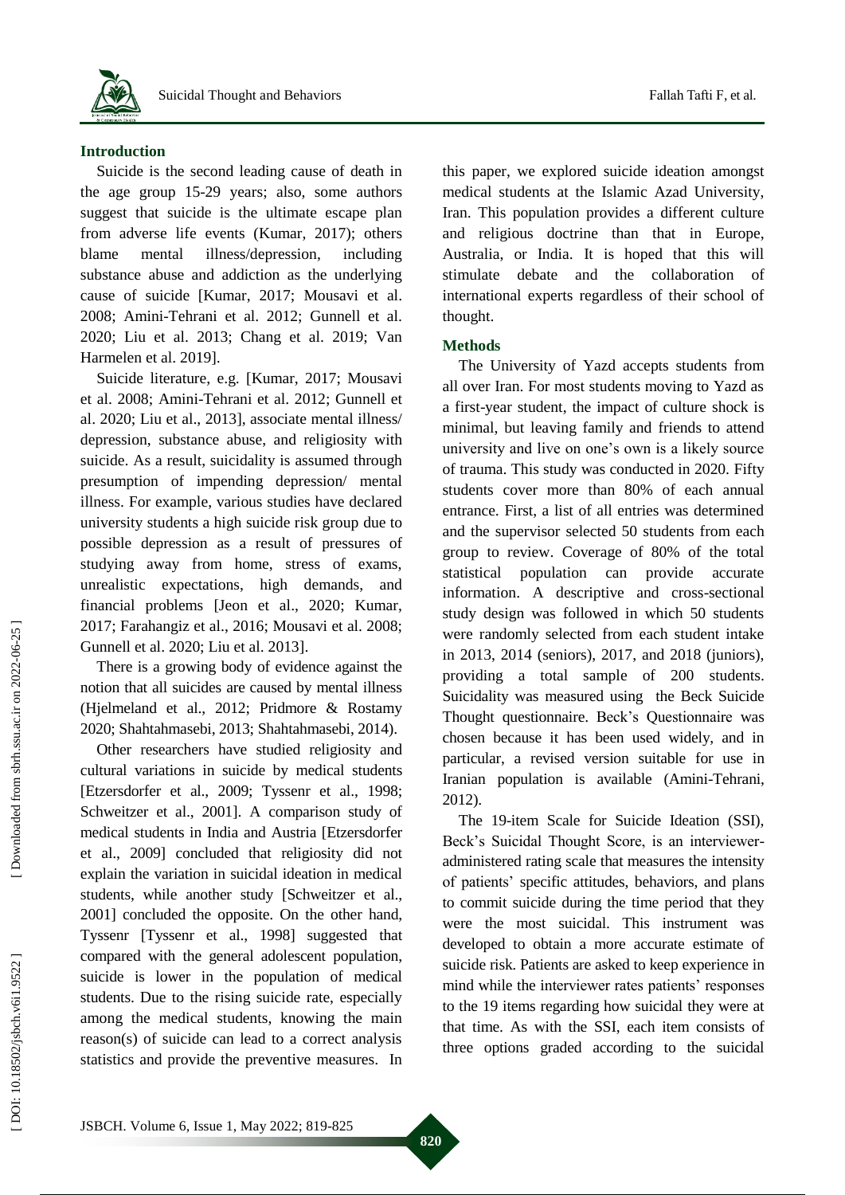## Introduction

Suicide is the second leading cause of death in the age group 15-29 years; also, some authors suggest that suicide is the ultimate escape plan from adverse life events (Kumar, 2017); others blame mental illness/depression, including substance abuse and addiction as the underlying cause of suicide [Kumar, 2017; Mousavi et al. 2008; Amini-Tehrani et al. 2012; Gunnell et al. 2020; Liu et al. 2013; Chang et al. 2019; Van Harmelen et al. 2019].

Suicide literature, e.g. [Kumar, 2017; Mousavi et al. 2008; Amini-Tehrani et al. 2012; Gunnell et al. 2020; Liu et al., 2013], associate mental illness/ depression, substance abuse, and religiosity with suicide. As a result, suicidality is assumed through presumption of impending depression/ mental illness. For example, various studies have declared university students a high suicide risk group due to possible depression as a result of pressures of studying away from home, stress of exams, unrealistic expectations, high demands, and financial problems [Jeon et al., 2020; Kumar, 2017; Farahangiz et al., 2016; Mousavi et al. 2008; Gunnell et al. 2020; Liu et al. 2013].

There is a growing body of evidence against the notion that all suicides are caused by mental illness (Hjelmeland et al., 2012; Pridmore & Rostamy 2020; Shahtahmasebi, 2013; Shahtahmasebi, 2014).

Other researchers have studied religiosity and cultural variations in suicide by medical students [Etzersdorfer et al., 2009; Tyssenr et al., 1998; Schweitzer et al., 2001]. A comparison study of medical students in India and Austria [Etzersdorfer et al., 2009] concluded that religiosity did not explain the variation in suicidal ideation in medical students, while another study [Schweitzer et al., 2001] concluded the opposite. On the other hand, Tyssenr [Tyssenr et al., 1998] suggested that compared with the general adolescent population, suicide is lower in the population of medical students. Due to the rising suicide rate, especially among the medical students, knowing the main reason(s) of suicide can lead to a correct analysis statistics and provide the preventive measures. In this paper, we explored suicide ideation amongst medical students at the Islamic Azad University, Iran. This population provides a different culture and religious doctrine than that in Europe, Australia, or India. It is hoped that this will stimulate debate and the collaboration of international experts regardless of their school of thought.

## Methods

The University of Yazd accepts students from all over Iran. For most students moving to Yazd as a first-year student, the impact of culture shock is minimal, but leaving family and friends to attend university and live on one's own is a likely source of trauma. This study was conducted in 2020. Fifty students cover more than 80% of each annual entrance. First, a list of all entries was determined and the supervisor selected 50 students from each group to review. Coverage of 80% of the total statistical population can provide accurate information. A descriptive and cross-sectional study design was followed in which 50 students were randomly selected from each student intake in 2013, 2014 (seniors), 2017, and 2018 (juniors), providing a total sample of 200 students. Suicidality was measured using the Beck Suicide Thought questionnaire. Beck's Questionnaire was chosen because it has been used widely, and in particular, a revised version suitable for use in Iranian population is available (Amini-Tehrani, 2012).

The 19-item Scale for Suicide Ideation (SSI), Beck's Suicidal Thought Score, is an interviewer-administered rating scale that measures the intensity of patients' specific attitudes, behaviors, and plans to commit suicide during the time period that they were the most suicidal. This instrument was developed to obtain a more accurate estimate of suicide risk. Patients are asked to keep experience in mind while the interviewer rates patients' responses to the 19 items regarding how suicidal they were at that time. As with the SSI, each item consists of three options graded according to the suicidal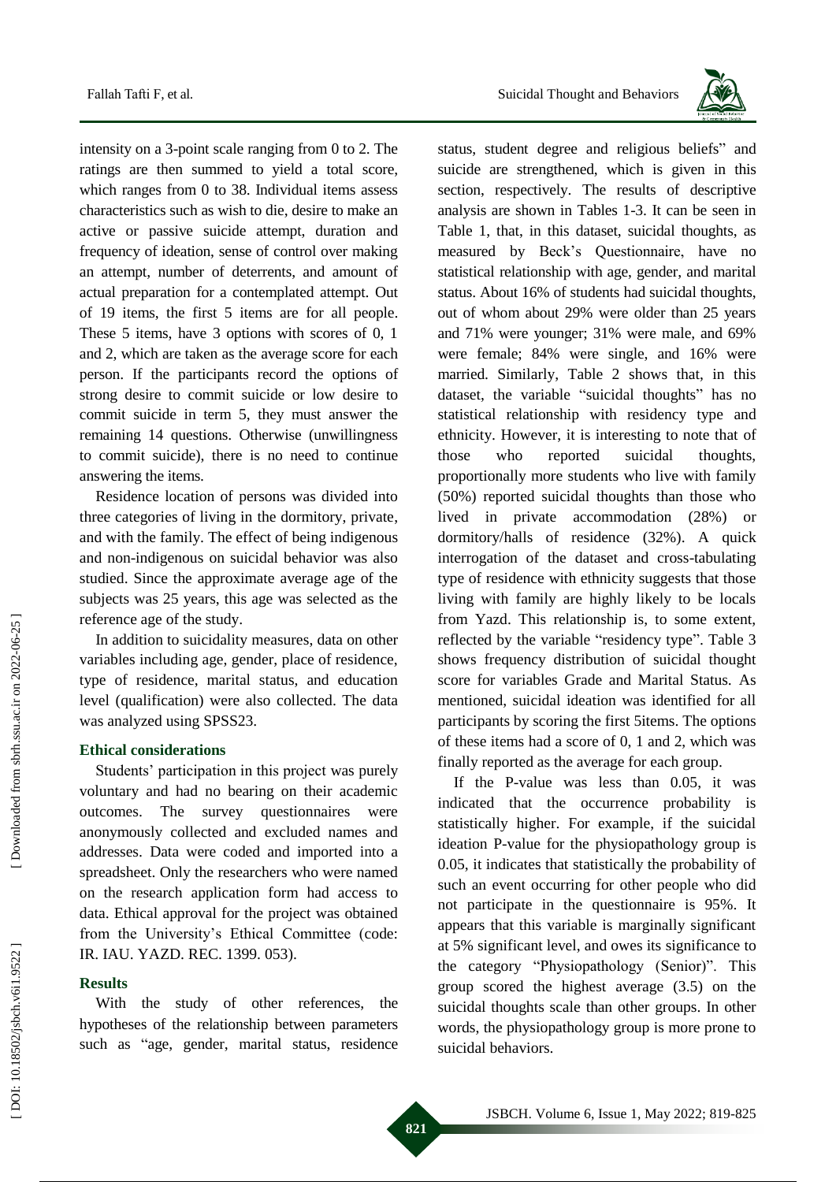intensity on a 3-point scale ranging from 0 to 2. The ratings are then summed to yield a total score, which ranges from 0 to 38. Individual items assess characteristics such as wish to die, desire to make an active or passive suicide attempt, duration and frequency of ideation, sense of control over making an attempt, number of deterrents, and amount of actual preparation for a contemplated attempt. Out of 19 items, the first 5 items are for all people. These 5 items, have 3 options with scores of 0, 1 and 2, which are taken as the average score for each person. If the participants record the options of strong desire to commit suicide or low desire to commit suicide in term 5, they must answer the remaining 14 questions. Otherwise (unwillingness to commit suicide), there is no need to continue answering the items.

Residence location of persons was divided into three categories of living in the dormitory, private, and with the family. The effect of being indigenous and non-indigenous on suicidal behavior was also studied. Since the approximate average age of the subjects was 25 years, this age was selected as the reference age of the study.

In addition to suicidality measures, data on other variables including age, gender, place of residence, type of residence, marital status, and education level (qualification) were also collected. The data was analyzed using SPSS23.

### Ethical considerations

Students' participation in this project was purely voluntary and had no bearing on their academic outcomes. The survey questionnaires were anonymously collected and excluded names and addresses. Data were coded and imported into a spreadsheet. Only the researchers who were named on the research application form had access to data. Ethical approval for the project was obtained from the University's Ethical Committee (code: IR. IAU. YAZD. REC. 1399. 053).

### Results

With the study of other references, the hypotheses of the relationship between parameters such as "age, gender, marital status, residence status, student degree and religious beliefs" and suicide are strengthened, which is given in this section, respectively. The results of descriptive analysis are shown in Tables 1-3. It can be seen in Table 1, that, in this dataset, suicidal thoughts, as measured by Beck's Questionnaire, have no statistical relationship with age, gender, and marital status. About 16% of students had suicidal thoughts, out of whom about 29% were older than 25 years and 71% were younger; 31% were male, and 69% were female; 84% were single, and 16% were married. Similarly, Table 2 shows that, in this dataset, the variable "suicidal thoughts" has no statistical relationship with residency type and ethnicity. However, it is interesting to note that of those who reported suicidal thoughts, proportionally more students who live with family (50%) reported suicidal thoughts than those who lived in private accommodation (28%) or dormitory/halls of residence (32%). A quick interrogation of the dataset and cross-tabulating type of residence with ethnicity suggests that those living with family are highly likely to be locals from Yazd. This relationship is, to some extent, reflected by the variable "residency type". Table 3 shows frequency distribution of suicidal thought score for variables Grade and Marital Status. As mentioned, suicidal ideation was identified for all participants by scoring the first 5items. The options of these items had a score of 0, 1 and 2, which was finally reported as the average for each group.

If the P-value was less than 0.05, it was indicated that the occurrence probability is statistically higher. For example, if the suicidal ideation P-value for the physiopathology group is 0.05, it indicates that statistically the probability of such an event occurring for other people who did not participate in the questionnaire is 95%. It appears that this variable is marginally significant at 5% significant level, and owes its significance to the category "Physiopathology (Senior)". This group scored the highest average (3.5) on the suicidal thoughts scale than other groups. In other words, the physiopathology group is more prone to suicidal behaviors.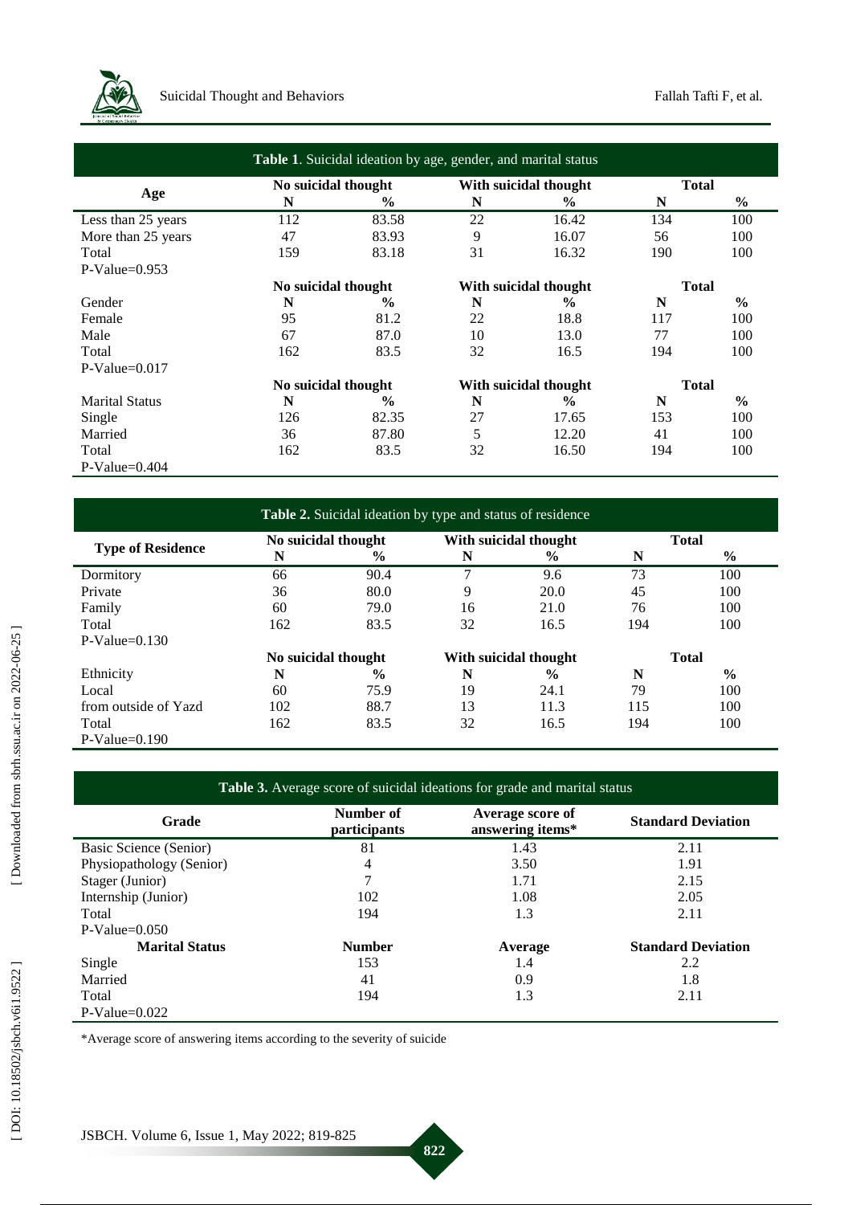**Table 1**. Suicidal ideation by age, gender, and marital status

| Age | No suicidal thought | | With suicidal thought | | Total | |
|---|---|---|---|---|---|---|
| | N | % | N | % | N | % |
| Less than 25 years | 112 | 83.58 | 22 | 16.42 | 134 | 100 |
| More than 25 years | 47 | 83.93 | 9 | 16.07 | 56 | 100 |
| Total | 159 | 83.18 | 31 | 16.32 | 190 | 100 |
| P-Value=0.953 | | | | | | |
| | No suicidal thought | | With suicidal thought | | Total | |
| Gender | N | % | N | % | N | % |
| Female | 95 | 81.2 | 22 | 18.8 | 117 | 100 |
| Male | 67 | 87.0 | 10 | 13.0 | 77 | 100 |
| Total | 162 | 83.5 | 32 | 16.5 | 194 | 100 |
| P-Value=0.017 | | | | | | |
| | No suicidal thought | | With suicidal thought | | Total | |
| Marital Status | N | % | N | % | N | % |
| Single | 126 | 82.35 | 27 | 17.65 | 153 | 100 |
| Married | 36 | 87.80 | 5 | 12.20 | 41 | 100 |
| Total | 162 | 83.5 | 32 | 16.50 | 194 | 100 |
| P-Value=0.404 | | | | | | |

**Table 2.** Suicidal ideation by type and status of residence

| Type of Residence | No suicidal thought | | With suicidal thought | | Total | |
|---|---|---|---|---|---|---|
| | N | % | N | % | N | % |
| Dormitory | 66 | 90.4 | 7 | 9.6 | 73 | 100 |
| Private | 36 | 80.0 | 9 | 20.0 | 45 | 100 |
| Family | 60 | 79.0 | 16 | 21.0 | 76 | 100 |
| Total | 162 | 83.5 | 32 | 16.5 | 194 | 100 |
| P-Value=0.130 | | | | | | |
| | No suicidal thought | | With suicidal thought | | Total | |
| Ethnicity | N | % | N | % | N | % |
| Local | 60 | 75.9 | 19 | 24.1 | 79 | 100 |
| from outside of Yazd | 102 | 88.7 | 13 | 11.3 | 115 | 100 |
| Total | 162 | 83.5 | 32 | 16.5 | 194 | 100 |
| P-Value=0.190 | | | | | | |

**Table 3.** Average score of suicidal ideations for grade and marital status

| Grade | Number of participants | Average score of answering items* | Standard Deviation |
|---|---|---|---|
| Basic Science (Senior) | 81 | 1.43 | 2.11 |
| Physiopathology (Senior) | 4 | 3.50 | 1.91 |
| Stager (Junior) | 7 | 1.71 | 2.15 |
| Internship (Junior) | 102 | 1.08 | 2.05 |
| Total | 194 | 1.3 | 2.11 |
| P-Value=0.050 | | | |
| **Marital Status** | **Number** | **Average** | **Standard Deviation** |
| Single | 153 | 1.4 | 2.2 |
| Married | 41 | 0.9 | 1.8 |
| Total | 194 | 1.3 | 2.11 |
| P-Value=0.022 | | | |

*Average score of answering items according to the severity of suicide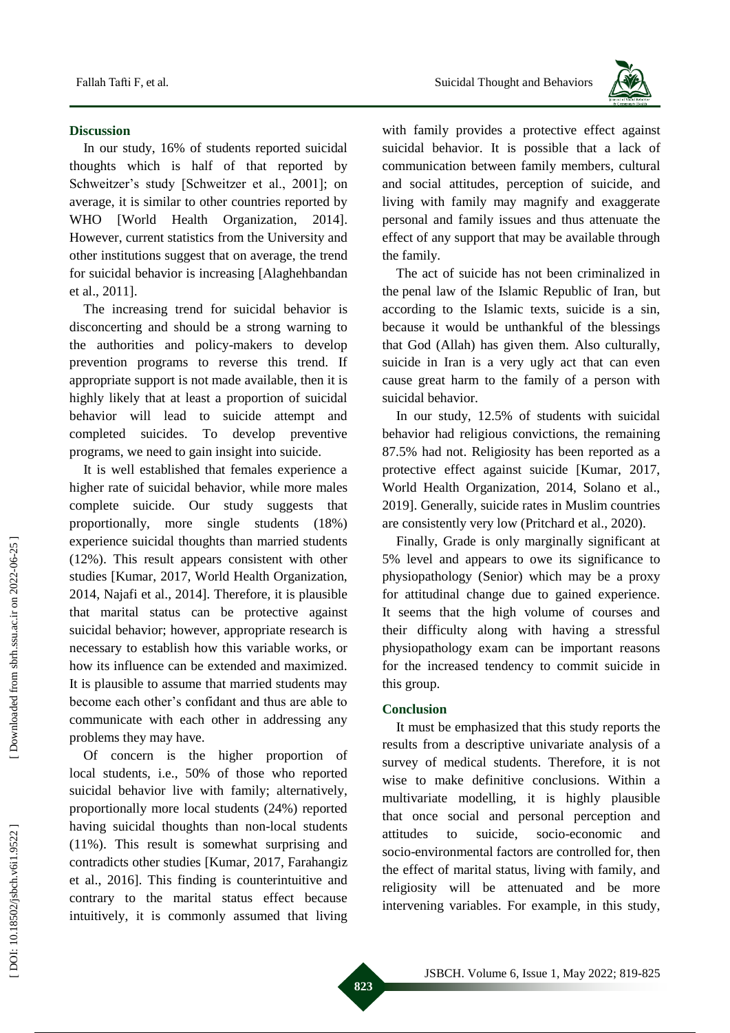## Discussion

In our study, 16% of students reported suicidal thoughts which is half of that reported by Schweitzer's study [Schweitzer et al., 2001]; on average, it is similar to other countries reported by WHO [World Health Organization, 2014]. However, current statistics from the University and other institutions suggest that on average, the trend for suicidal behavior is increasing [Alaghehbandan et al., 2011].

The increasing trend for suicidal behavior is disconcerting and should be a strong warning to the authorities and policy-makers to develop prevention programs to reverse this trend. If appropriate support is not made available, then it is highly likely that at least a proportion of suicidal behavior will lead to suicide attempt and completed suicides. To develop preventive programs, we need to gain insight into suicide.

It is well established that females experience a higher rate of suicidal behavior, while more males complete suicide. Our study suggests that proportionally, more single students (18%) experience suicidal thoughts than married students (12%). This result appears consistent with other studies [Kumar, 2017, World Health Organization, 2014, Najafi et al., 2014]. Therefore, it is plausible that marital status can be protective against suicidal behavior; however, appropriate research is necessary to establish how this variable works, or how its influence can be extended and maximized. It is plausible to assume that married students may become each other's confidant and thus are able to communicate with each other in addressing any problems they may have.

Of concern is the higher proportion of local students, i.e., 50% of those who reported suicidal behavior live with family; alternatively, proportionally more local students (24%) reported having suicidal thoughts than non-local students (11%). This result is somewhat surprising and contradicts other studies [Kumar, 2017, Farahangiz et al., 2016]. This finding is counterintuitive and contrary to the marital status effect because intuitively, it is commonly assumed that living with family provides a protective effect against suicidal behavior. It is possible that a lack of communication between family members, cultural and social attitudes, perception of suicide, and living with family may magnify and exaggerate personal and family issues and thus attenuate the effect of any support that may be available through the family.

The act of suicide has not been criminalized in the penal law of the Islamic Republic of Iran, but according to the Islamic texts, suicide is a sin, because it would be unthankful of the blessings that God (Allah) has given them. Also culturally, suicide in Iran is a very ugly act that can even cause great harm to the family of a person with suicidal behavior.

In our study, 12.5% of students with suicidal behavior had religious convictions, the remaining 87.5% had not. Religiosity has been reported as a protective effect against suicide [Kumar, 2017, World Health Organization, 2014, Solano et al., 2019]. Generally, suicide rates in Muslim countries are consistently very low (Pritchard et al., 2020).

Finally, Grade is only marginally significant at 5% level and appears to owe its significance to physiopathology (Senior) which may be a proxy for attitudinal change due to gained experience. It seems that the high volume of courses and their difficulty along with having a stressful physiopathology exam can be important reasons for the increased tendency to commit suicide in this group.

## Conclusion

It must be emphasized that this study reports the results from a descriptive univariate analysis of a survey of medical students. Therefore, it is not wise to make definitive conclusions. Within a multivariate modelling, it is highly plausible that once social and personal perception and attitudes to suicide, socio-economic and socio-environmental factors are controlled for, then the effect of marital status, living with family, and religiosity will be attenuated and be more intervening variables. For example, in this study,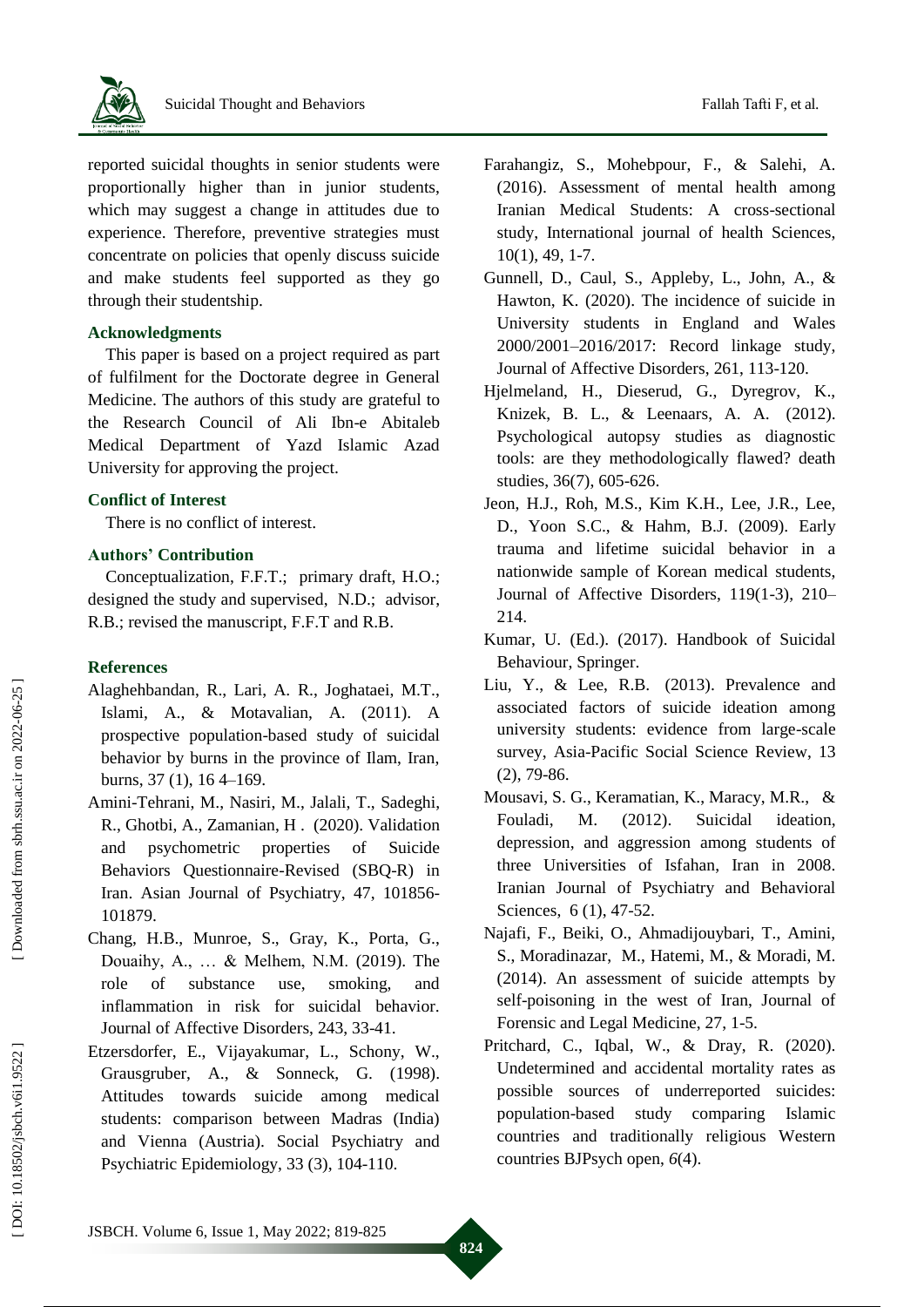reported suicidal thoughts in senior students were proportionally higher than in junior students, which may suggest a change in attitudes due to experience. Therefore, preventive strategies must concentrate on policies that openly discuss suicide and make students feel supported as they go through their studentship.

### Acknowledgments

This paper is based on a project required as part of fulfilment for the Doctorate degree in General Medicine. The authors of this study are grateful to the Research Council of Ali Ibn-e Abitaleb Medical Department of Yazd Islamic Azad University for approving the project.

### Conflict of Interest

There is no conflict of interest.

### Authors' Contribution

Conceptualization, F.F.T.; primary draft, H.O.; designed the study and supervised, N.D.; advisor, R.B.; revised the manuscript, F.F.T and R.B.

### References

Alaghehbandan, R., Lari, A. R., Joghataei, M.T., Islami, A., & Motavalian, A. (2011). A prospective population-based study of suicidal behavior by burns in the province of Ilam, Iran, burns, 37 (1), 16 4–169.

Amini-Tehrani, M., Nasiri, M., Jalali, T., Sadeghi, R., Ghotbi, A., Zamanian, H . (2020). Validation and psychometric properties of Suicide Behaviors Questionnaire-Revised (SBQ-R) in Iran. Asian Journal of Psychiatry, 47, 101856-101879.

Chang, H.B., Munroe, S., Gray, K., Porta, G., Douaihy, A., … & Melhem, N.M. (2019). The role of substance use, smoking, and inflammation in risk for suicidal behavior. Journal of Affective Disorders, 243, 33-41.

Etzersdorfer, E., Vijayakumar, L., Schony, W., Grausgruber, A., & Sonneck, G. (1998). Attitudes towards suicide among medical students: comparison between Madras (India) and Vienna (Austria). Social Psychiatry and Psychiatric Epidemiology, 33 (3), 104-110.

Farahangiz, S., Mohebpour, F., & Salehi, A. (2016). Assessment of mental health among Iranian Medical Students: A cross-sectional study, International journal of health Sciences, 10(1), 49, 1-7.

Gunnell, D., Caul, S., Appleby, L., John, A., & Hawton, K. (2020). The incidence of suicide in University students in England and Wales 2000/2001–2016/2017: Record linkage study, Journal of Affective Disorders, 261, 113-120.

Hjelmeland, H., Dieserud, G., Dyregrov, K., Knizek, B. L., & Leenaars, A. A. (2012). Psychological autopsy studies as diagnostic tools: are they methodologically flawed? death studies, 36(7), 605-626.

Jeon, H.J., Roh, M.S., Kim K.H., Lee, J.R., Lee, D., Yoon S.C., & Hahm, B.J. (2009). Early trauma and lifetime suicidal behavior in a nationwide sample of Korean medical students, Journal of Affective Disorders, 119(1-3), 210–214.

Kumar, U. (Ed.). (2017). Handbook of Suicidal Behaviour, Springer.

Liu, Y., & Lee, R.B. (2013). Prevalence and associated factors of suicide ideation among university students: evidence from large-scale survey, Asia-Pacific Social Science Review, 13 (2), 79-86.

Mousavi, S. G., Keramatian, K., Maracy, M.R., & Fouladi, M. (2012). Suicidal ideation, depression, and aggression among students of three Universities of Isfahan, Iran in 2008. Iranian Journal of Psychiatry and Behavioral Sciences, 6 (1), 47-52.

Najafi, F., Beiki, O., Ahmadijouybari, T., Amini, S., Moradinazar, M., Hatemi, M., & Moradi, M. (2014). An assessment of suicide attempts by self-poisoning in the west of Iran, Journal of Forensic and Legal Medicine, 27, 1-5.

Pritchard, C., Iqbal, W., & Dray, R. (2020). Undetermined and accidental mortality rates as possible sources of underreported suicides: population-based study comparing Islamic countries and traditionally religious Western countries BJPsych open, *6*(4).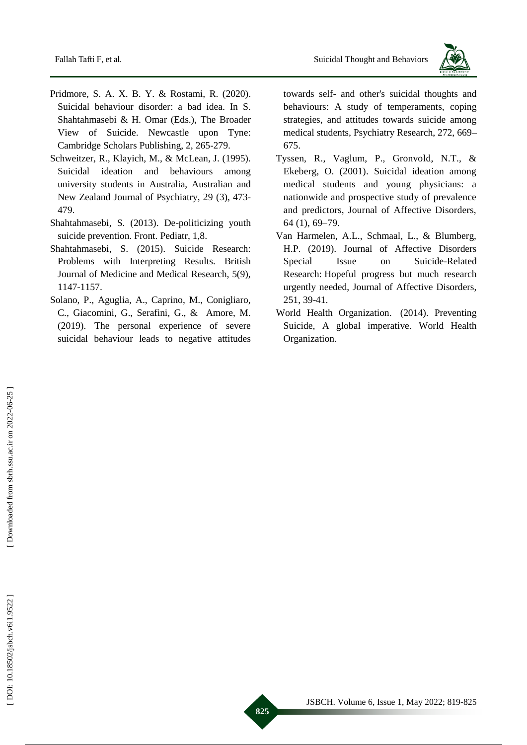Pridmore, S. A. X. B. Y. & Rostami, R. (2020). Suicidal behaviour disorder: a bad idea. In S. Shahtahmasebi & H. Omar (Eds.), The Broader View of Suicide. Newcastle upon Tyne: Cambridge Scholars Publishing, 2, 265-279.

Schweitzer, R., Klayich, M., & McLean, J. (1995). Suicidal ideation and behaviours among university students in Australia, Australian and New Zealand Journal of Psychiatry, 29 (3), 473-479.

Shahtahmasebi, S. (2013). De-politicizing youth suicide prevention. Front. Pediatr, 1,8.

Shahtahmasebi, S. (2015). Suicide Research: Problems with Interpreting Results. British Journal of Medicine and Medical Research, 5(9), 1147-1157.

Solano, P., Aguglia, A., Caprino, M., Conigliaro, C., Giacomini, G., Serafini, G., & Amore, M. (2019). The personal experience of severe suicidal behaviour leads to negative attitudes towards self- and other's suicidal thoughts and behaviours: A study of temperaments, coping strategies, and attitudes towards suicide among medical students, Psychiatry Research, 272, 669–675.

Tyssen, R., Vaglum, P., Gronvold, N.T., & Ekeberg, O. (2001). Suicidal ideation among medical students and young physicians: a nationwide and prospective study of prevalence and predictors, Journal of Affective Disorders, 64 (1), 69–79.

Van Harmelen, A.L., Schmaal, L., & Blumberg, H.P. (2019). Journal of Affective Disorders Special Issue on Suicide-Related Research: Hopeful progress but much research urgently needed, Journal of Affective Disorders, 251, 39-41.

World Health Organization. (2014). Preventing Suicide, A global imperative. World Health Organization.